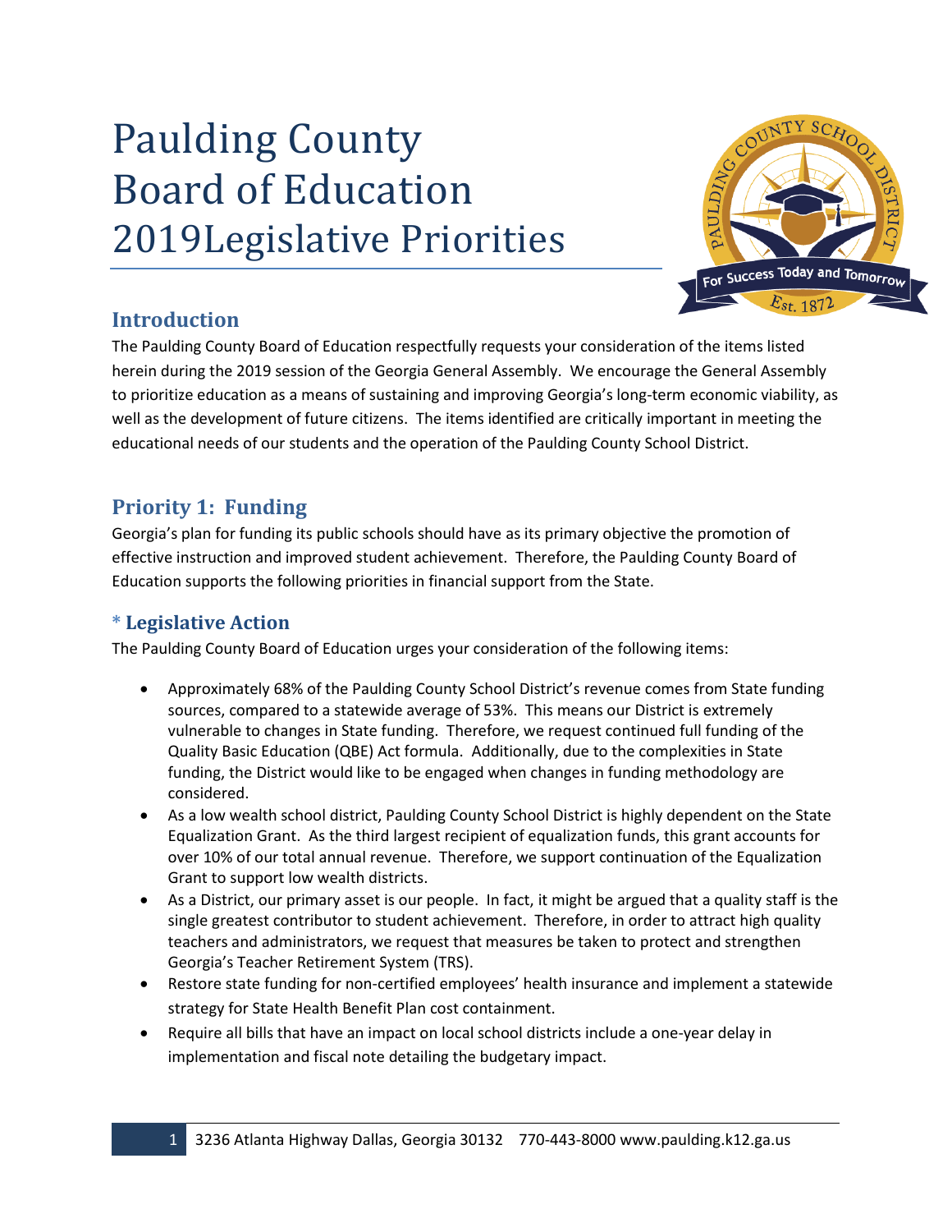# Paulding County Board of Education 2019Legislative Priorities

## Introduction

The Paulding County Board of Education respectfully requests your consideration of the items listed herein during the 2019 session of the Georgia General Assembly. We encourage the General Assembly to prioritize education as a means of sustaining and improving Georgia's long-term economic viability, as well as the development of future citizens. The items identified are critically important in meeting the educational needs of our students and the operation of the Paulding County School District.

## Priority 1: Funding

Georgia's plan for funding its public schools should have as its primary objective the promotion of effective instruction and improved student achievement. Therefore, the Paulding County Board of Education supports the following priorities in financial support from the State.

### * Legislative Action

The Paulding County Board of Education urges your consideration of the following items:

- Approximately 68% of the Paulding County School District's revenue comes from State funding sources, compared to a statewide average of 53%. This means our District is extremely vulnerable to changes in State funding. Therefore, we request continued full funding of the Quality Basic Education (QBE) Act formula. Additionally, due to the complexities in State funding, the District would like to be engaged when changes in funding methodology are considered.
- As a low wealth school district, Paulding County School District is highly dependent on the State Equalization Grant. As the third largest recipient of equalization funds, this grant accounts for over 10% of our total annual revenue. Therefore, we support continuation of the Equalization Grant to support low wealth districts.
- As a District, our primary asset is our people. In fact, it might be argued that a quality staff is the single greatest contributor to student achievement. Therefore, in order to attract high quality teachers and administrators, we request that measures be taken to protect and strengthen Georgia's Teacher Retirement System (TRS).
- Restore state funding for non-certified employees' health insurance and implement a statewide strategy for State Health Benefit Plan cost containment.
- Require all bills that have an impact on local school districts include a one-year delay in implementation and fiscal note detailing the budgetary impact.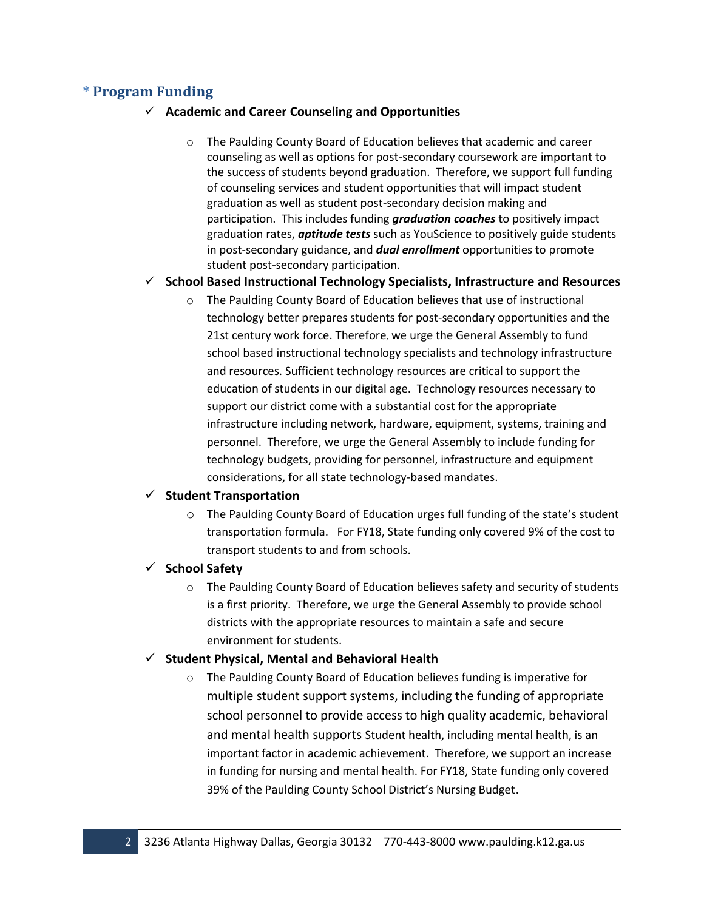## * Program Funding

- **Academic and Career Counseling and Opportunities**
    - The Paulding County Board of Education believes that academic and career counseling as well as options for post-secondary coursework are important to the success of students beyond graduation. Therefore, we support full funding of counseling services and student opportunities that will impact student graduation as well as student post-secondary decision making and participation. This includes funding ***graduation coaches*** to positively impact graduation rates, ***aptitude tests*** such as YouScience to positively guide students in post-secondary guidance, and ***dual enrollment*** opportunities to promote student post-secondary participation.
- **School Based Instructional Technology Specialists, Infrastructure and Resources**
    - The Paulding County Board of Education believes that use of instructional technology better prepares students for post-secondary opportunities and the 21st century work force. Therefore, we urge the General Assembly to fund school based instructional technology specialists and technology infrastructure and resources. Sufficient technology resources are critical to support the education of students in our digital age. Technology resources necessary to support our district come with a substantial cost for the appropriate infrastructure including network, hardware, equipment, systems, training and personnel. Therefore, we urge the General Assembly to include funding for technology budgets, providing for personnel, infrastructure and equipment considerations, for all state technology-based mandates.
- **Student Transportation**
    - The Paulding County Board of Education urges full funding of the state's student transportation formula. For FY18, State funding only covered 9% of the cost to transport students to and from schools.
- **School Safety**
    - The Paulding County Board of Education believes safety and security of students is a first priority. Therefore, we urge the General Assembly to provide school districts with the appropriate resources to maintain a safe and secure environment for students.
- **Student Physical, Mental and Behavioral Health**
    - The Paulding County Board of Education believes funding is imperative for multiple student support systems, including the funding of appropriate school personnel to provide access to high quality academic, behavioral and mental health supports Student health, including mental health, is an important factor in academic achievement. Therefore, we support an increase in funding for nursing and mental health. For FY18, State funding only covered 39% of the Paulding County School District's Nursing Budget.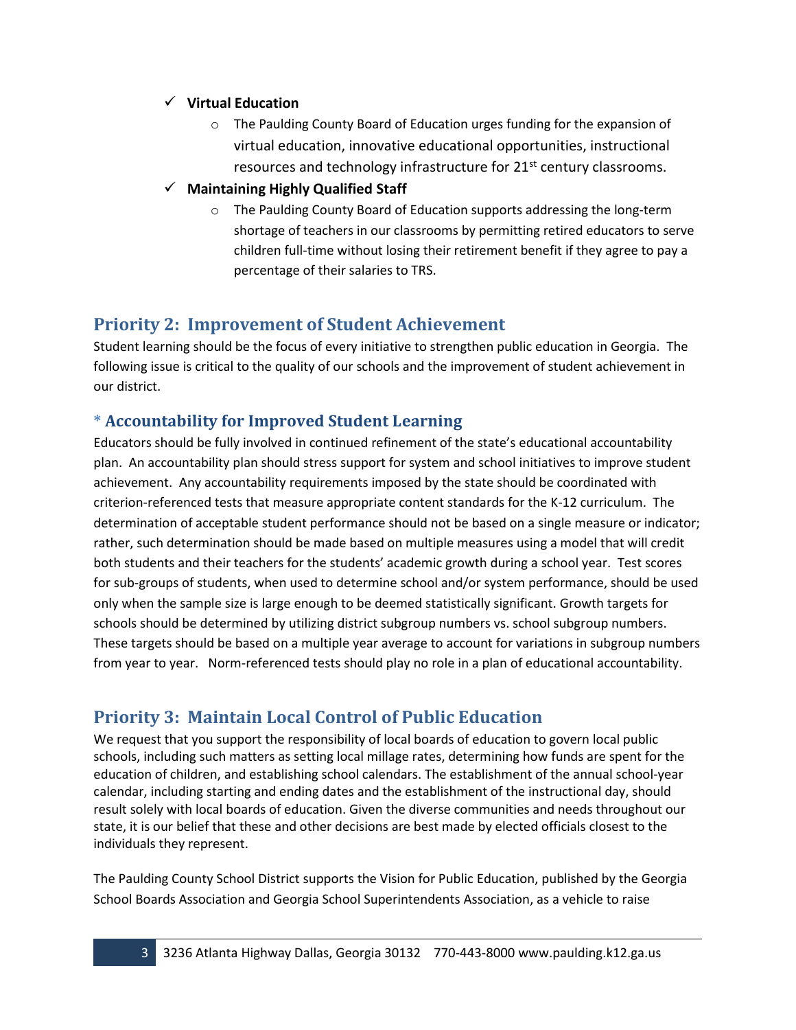- ✓ **Virtual Education**
  - The Paulding County Board of Education urges funding for the expansion of virtual education, innovative educational opportunities, instructional resources and technology infrastructure for 21st century classrooms.
- ✓ **Maintaining Highly Qualified Staff**
  - The Paulding County Board of Education supports addressing the long-term shortage of teachers in our classrooms by permitting retired educators to serve children full-time without losing their retirement benefit if they agree to pay a percentage of their salaries to TRS.

## Priority 2: Improvement of Student Achievement

Student learning should be the focus of every initiative to strengthen public education in Georgia. The following issue is critical to the quality of our schools and the improvement of student achievement in our district.

### * Accountability for Improved Student Learning

Educators should be fully involved in continued refinement of the state's educational accountability plan. An accountability plan should stress support for system and school initiatives to improve student achievement. Any accountability requirements imposed by the state should be coordinated with criterion-referenced tests that measure appropriate content standards for the K-12 curriculum. The determination of acceptable student performance should not be based on a single measure or indicator; rather, such determination should be made based on multiple measures using a model that will credit both students and their teachers for the students' academic growth during a school year. Test scores for sub-groups of students, when used to determine school and/or system performance, should be used only when the sample size is large enough to be deemed statistically significant. Growth targets for schools should be determined by utilizing district subgroup numbers vs. school subgroup numbers. These targets should be based on a multiple year average to account for variations in subgroup numbers from year to year. Norm-referenced tests should play no role in a plan of educational accountability.

## Priority 3: Maintain Local Control of Public Education

We request that you support the responsibility of local boards of education to govern local public schools, including such matters as setting local millage rates, determining how funds are spent for the education of children, and establishing school calendars. The establishment of the annual school-year calendar, including starting and ending dates and the establishment of the instructional day, should result solely with local boards of education. Given the diverse communities and needs throughout our state, it is our belief that these and other decisions are best made by elected officials closest to the individuals they represent.

The Paulding County School District supports the Vision for Public Education, published by the Georgia School Boards Association and Georgia School Superintendents Association, as a vehicle to raise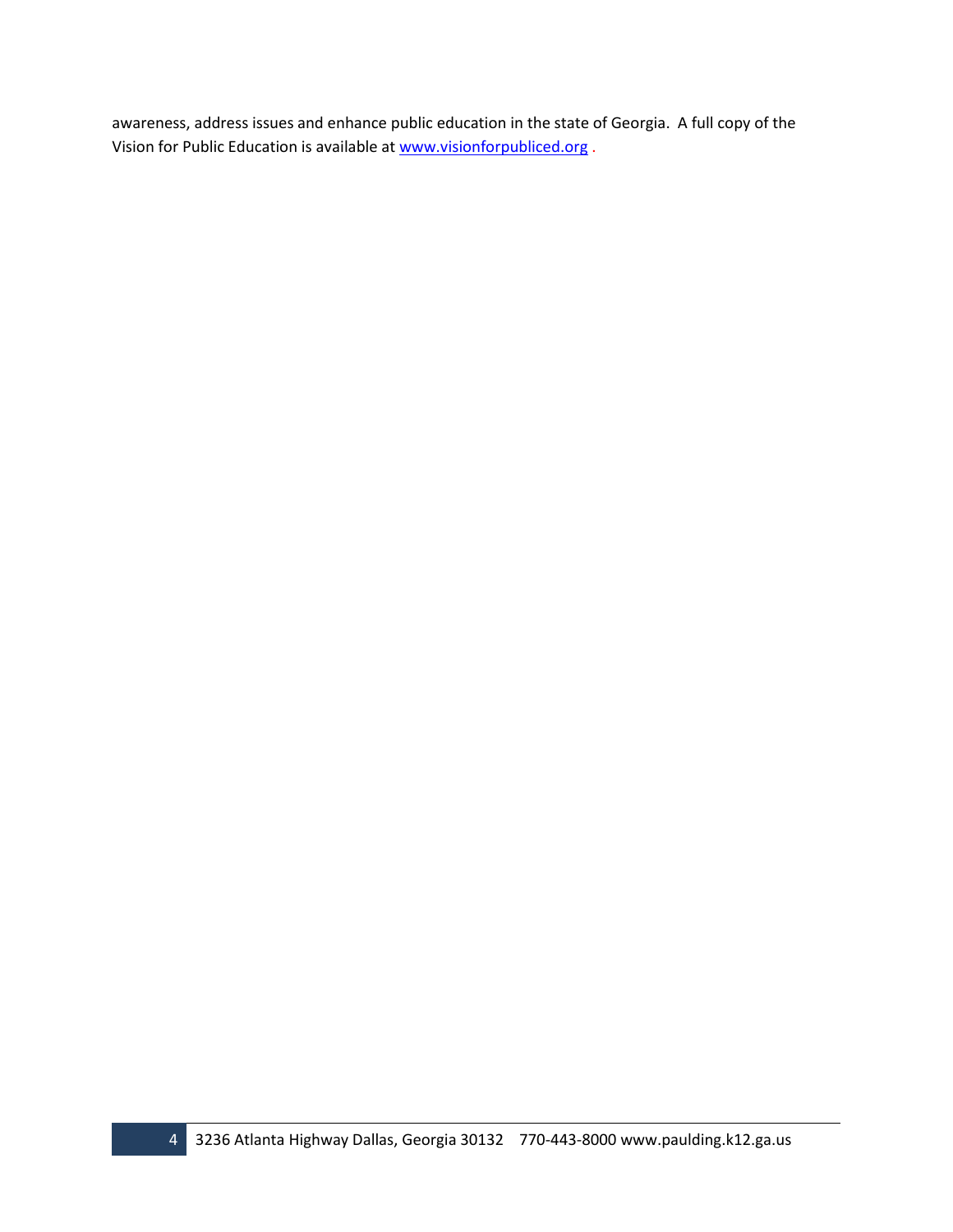awareness, address issues and enhance public education in the state of Georgia. A full copy of the Vision for Public Education is available at www.visionforpubliced.org .